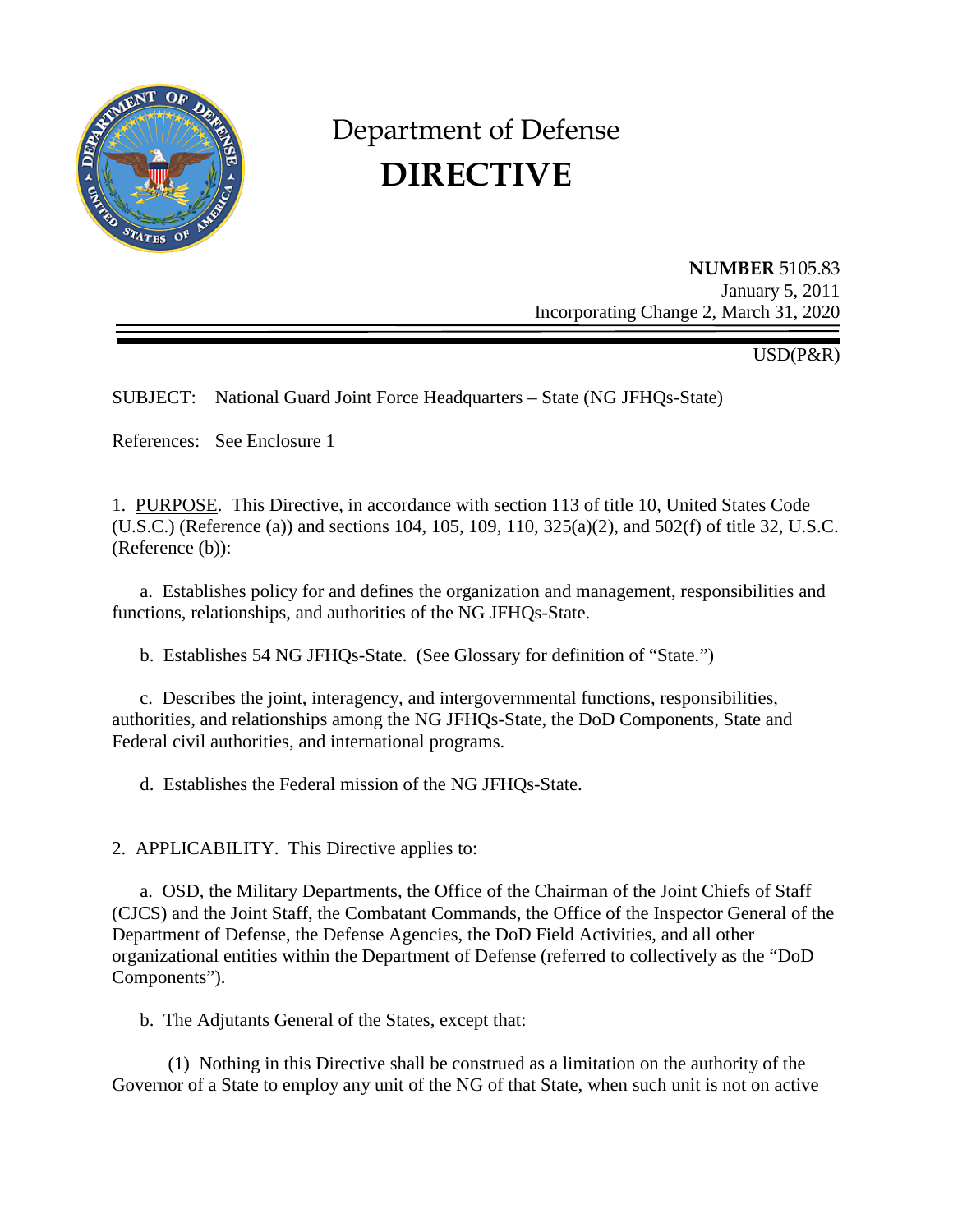# Department of Defense
# DIRECTIVE

**NUMBER** 5105.83
January 5, 2011
Incorporating Change 2, March 31, 2020

USD(P&R)

SUBJECT: National Guard Joint Force Headquarters – State (NG JFHQs-State)

References: See Enclosure 1

1. PURPOSE. This Directive, in accordance with section 113 of title 10, United States Code (U.S.C.) (Reference (a)) and sections 104, 105, 109, 110, 325(a)(2), and 502(f) of title 32, U.S.C. (Reference (b)):

a. Establishes policy for and defines the organization and management, responsibilities and functions, relationships, and authorities of the NG JFHQs-State.

b. Establishes 54 NG JFHQs-State. (See Glossary for definition of "State.")

c. Describes the joint, interagency, and intergovernmental functions, responsibilities, authorities, and relationships among the NG JFHQs-State, the DoD Components, State and Federal civil authorities, and international programs.

d. Establishes the Federal mission of the NG JFHQs-State.

2. APPLICABILITY. This Directive applies to:

a. OSD, the Military Departments, the Office of the Chairman of the Joint Chiefs of Staff (CJCS) and the Joint Staff, the Combatant Commands, the Office of the Inspector General of the Department of Defense, the Defense Agencies, the DoD Field Activities, and all other organizational entities within the Department of Defense (referred to collectively as the "DoD Components").

b. The Adjutants General of the States, except that:

(1) Nothing in this Directive shall be construed as a limitation on the authority of the Governor of a State to employ any unit of the NG of that State, when such unit is not on active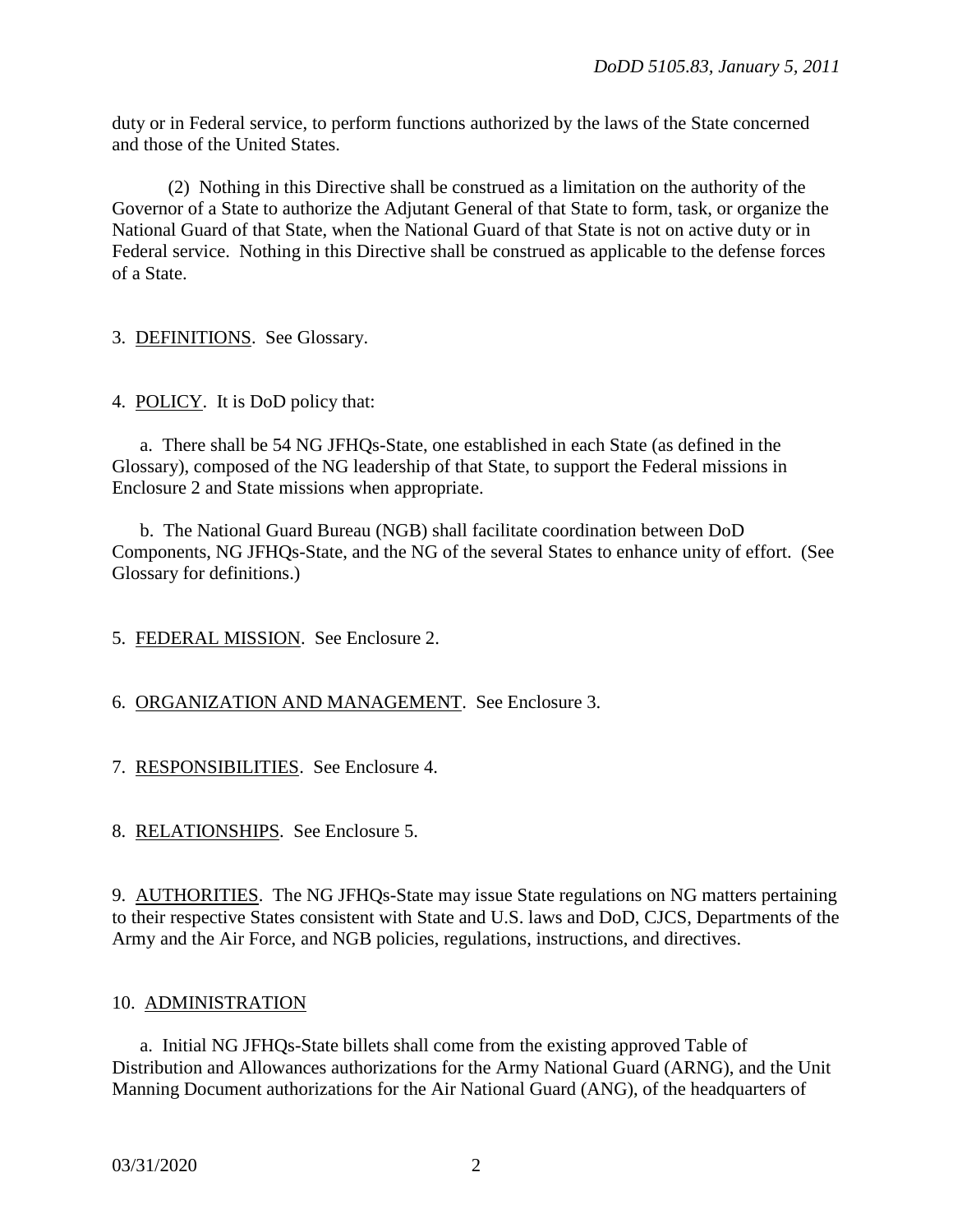duty or in Federal service, to perform functions authorized by the laws of the State concerned and those of the United States.

(2) Nothing in this Directive shall be construed as a limitation on the authority of the Governor of a State to authorize the Adjutant General of that State to form, task, or organize the National Guard of that State, when the National Guard of that State is not on active duty or in Federal service. Nothing in this Directive shall be construed as applicable to the defense forces of a State.

3. DEFINITIONS. See Glossary.

4. POLICY. It is DoD policy that:

a. There shall be 54 NG JFHQs-State, one established in each State (as defined in the Glossary), composed of the NG leadership of that State, to support the Federal missions in Enclosure 2 and State missions when appropriate.

b. The National Guard Bureau (NGB) shall facilitate coordination between DoD Components, NG JFHQs-State, and the NG of the several States to enhance unity of effort. (See Glossary for definitions.)

5. FEDERAL MISSION. See Enclosure 2.

6. ORGANIZATION AND MANAGEMENT. See Enclosure 3.

7. RESPONSIBILITIES. See Enclosure 4.

8. RELATIONSHIPS. See Enclosure 5.

9. AUTHORITIES. The NG JFHQs-State may issue State regulations on NG matters pertaining to their respective States consistent with State and U.S. laws and DoD, CJCS, Departments of the Army and the Air Force, and NGB policies, regulations, instructions, and directives.

10. ADMINISTRATION

a. Initial NG JFHQs-State billets shall come from the existing approved Table of Distribution and Allowances authorizations for the Army National Guard (ARNG), and the Unit Manning Document authorizations for the Air National Guard (ANG), of the headquarters of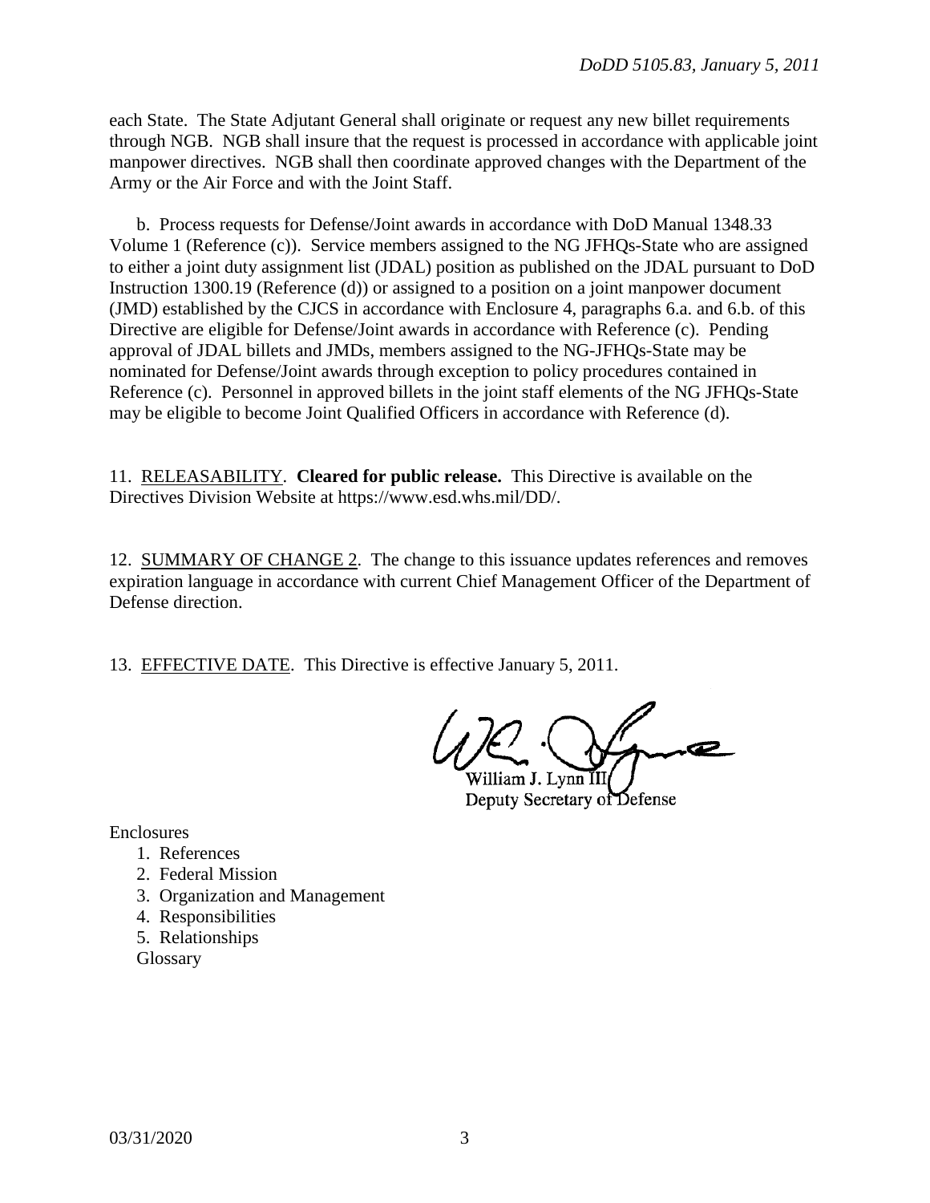each State. The State Adjutant General shall originate or request any new billet requirements through NGB. NGB shall insure that the request is processed in accordance with applicable joint manpower directives. NGB shall then coordinate approved changes with the Department of the Army or the Air Force and with the Joint Staff.

b. Process requests for Defense/Joint awards in accordance with DoD Manual 1348.33 Volume 1 (Reference (c)). Service members assigned to the NG JFHQs-State who are assigned to either a joint duty assignment list (JDAL) position as published on the JDAL pursuant to DoD Instruction 1300.19 (Reference (d)) or assigned to a position on a joint manpower document (JMD) established by the CJCS in accordance with Enclosure 4, paragraphs 6.a. and 6.b. of this Directive are eligible for Defense/Joint awards in accordance with Reference (c). Pending approval of JDAL billets and JMDs, members assigned to the NG-JFHQs-State may be nominated for Defense/Joint awards through exception to policy procedures contained in Reference (c). Personnel in approved billets in the joint staff elements of the NG JFHQs-State may be eligible to become Joint Qualified Officers in accordance with Reference (d).

11. RELEASABILITY. **Cleared for public release.** This Directive is available on the Directives Division Website at https://www.esd.whs.mil/DD/.

12. SUMMARY OF CHANGE 2. The change to this issuance updates references and removes expiration language in accordance with current Chief Management Officer of the Department of Defense direction.

13. EFFECTIVE DATE. This Directive is effective January 5, 2011.

William J. Lynn III
Deputy Secretary of Defense

Enclosures

1. References
2. Federal Mission
3. Organization and Management
4. Responsibilities
5. Relationships

Glossary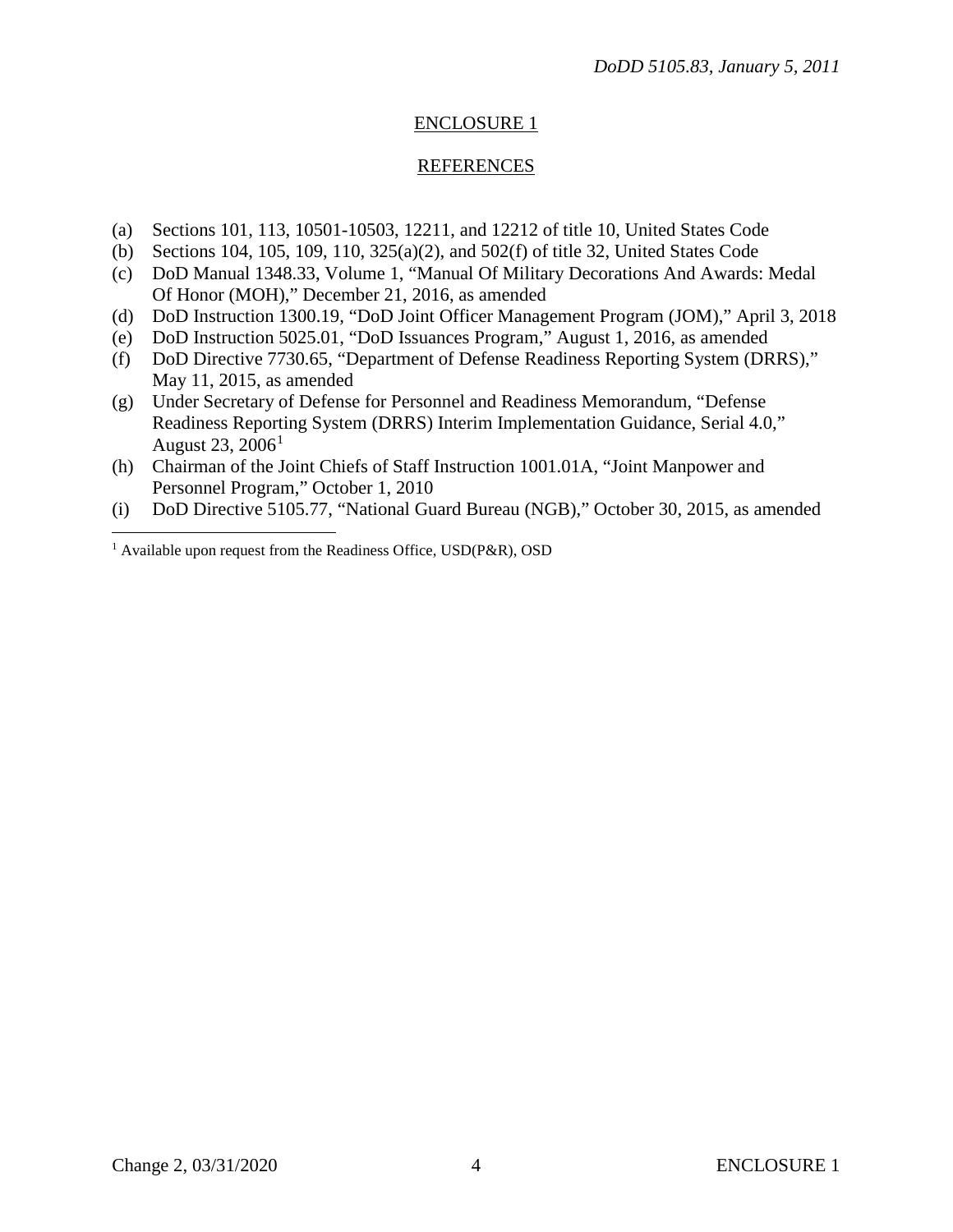## ENCLOSURE 1

## REFERENCES

(a) Sections 101, 113, 10501-10503, 12211, and 12212 of title 10, United States Code
(b) Sections 104, 105, 109, 110, 325(a)(2), and 502(f) of title 32, United States Code
(c) DoD Manual 1348.33, Volume 1, "Manual Of Military Decorations And Awards: Medal Of Honor (MOH)," December 21, 2016, as amended
(d) DoD Instruction 1300.19, "DoD Joint Officer Management Program (JOM)," April 3, 2018
(e) DoD Instruction 5025.01, "DoD Issuances Program," August 1, 2016, as amended
(f) DoD Directive 7730.65, "Department of Defense Readiness Reporting System (DRRS)," May 11, 2015, as amended
(g) Under Secretary of Defense for Personnel and Readiness Memorandum, "Defense Readiness Reporting System (DRRS) Interim Implementation Guidance, Serial 4.0," August 23, 2006[1]
(h) Chairman of the Joint Chiefs of Staff Instruction 1001.01A, "Joint Manpower and Personnel Program," October 1, 2010
(i) DoD Directive 5105.77, "National Guard Bureau (NGB)," October 30, 2015, as amended

---

[1] Available upon request from the Readiness Office, USD(P&R), OSD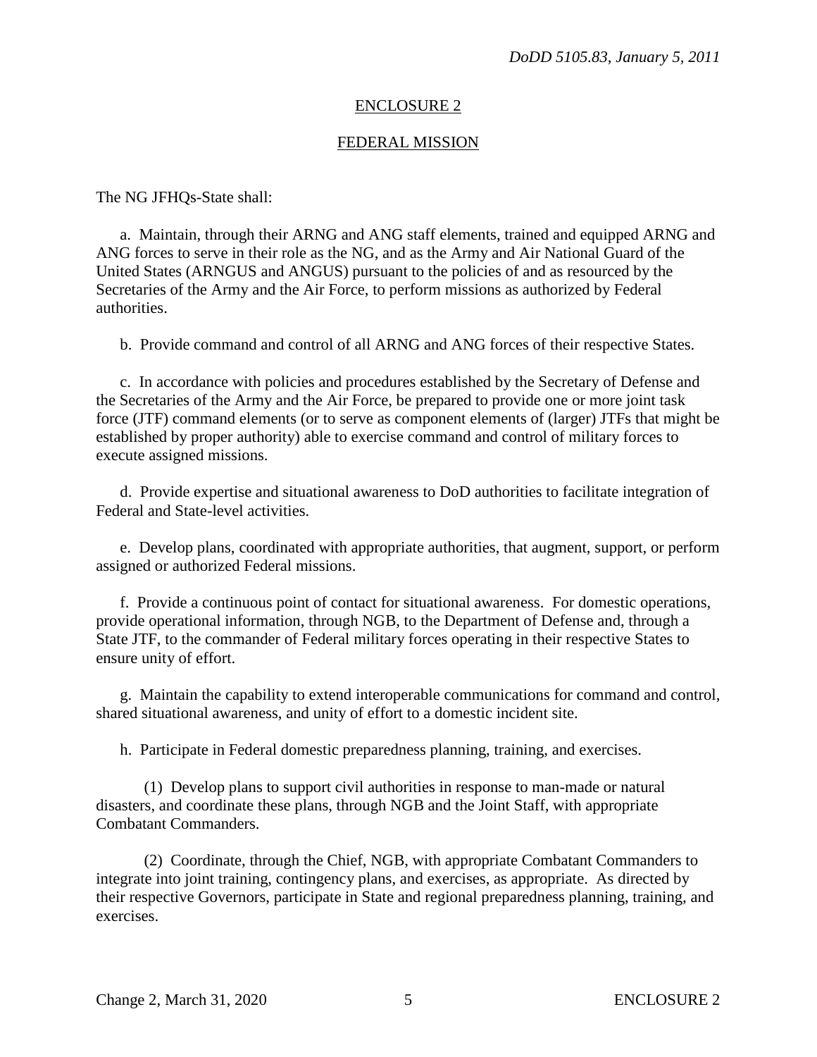## ENCLOSURE 2

## FEDERAL MISSION

The NG JFHQs-State shall:

a. Maintain, through their ARNG and ANG staff elements, trained and equipped ARNG and ANG forces to serve in their role as the NG, and as the Army and Air National Guard of the United States (ARNGUS and ANGUS) pursuant to the policies of and as resourced by the Secretaries of the Army and the Air Force, to perform missions as authorized by Federal authorities.

b. Provide command and control of all ARNG and ANG forces of their respective States.

c. In accordance with policies and procedures established by the Secretary of Defense and the Secretaries of the Army and the Air Force, be prepared to provide one or more joint task force (JTF) command elements (or to serve as component elements of (larger) JTFs that might be established by proper authority) able to exercise command and control of military forces to execute assigned missions.

d. Provide expertise and situational awareness to DoD authorities to facilitate integration of Federal and State-level activities.

e. Develop plans, coordinated with appropriate authorities, that augment, support, or perform assigned or authorized Federal missions.

f. Provide a continuous point of contact for situational awareness. For domestic operations, provide operational information, through NGB, to the Department of Defense and, through a State JTF, to the commander of Federal military forces operating in their respective States to ensure unity of effort.

g. Maintain the capability to extend interoperable communications for command and control, shared situational awareness, and unity of effort to a domestic incident site.

h. Participate in Federal domestic preparedness planning, training, and exercises.

(1) Develop plans to support civil authorities in response to man-made or natural disasters, and coordinate these plans, through NGB and the Joint Staff, with appropriate Combatant Commanders.

(2) Coordinate, through the Chief, NGB, with appropriate Combatant Commanders to integrate into joint training, contingency plans, and exercises, as appropriate. As directed by their respective Governors, participate in State and regional preparedness planning, training, and exercises.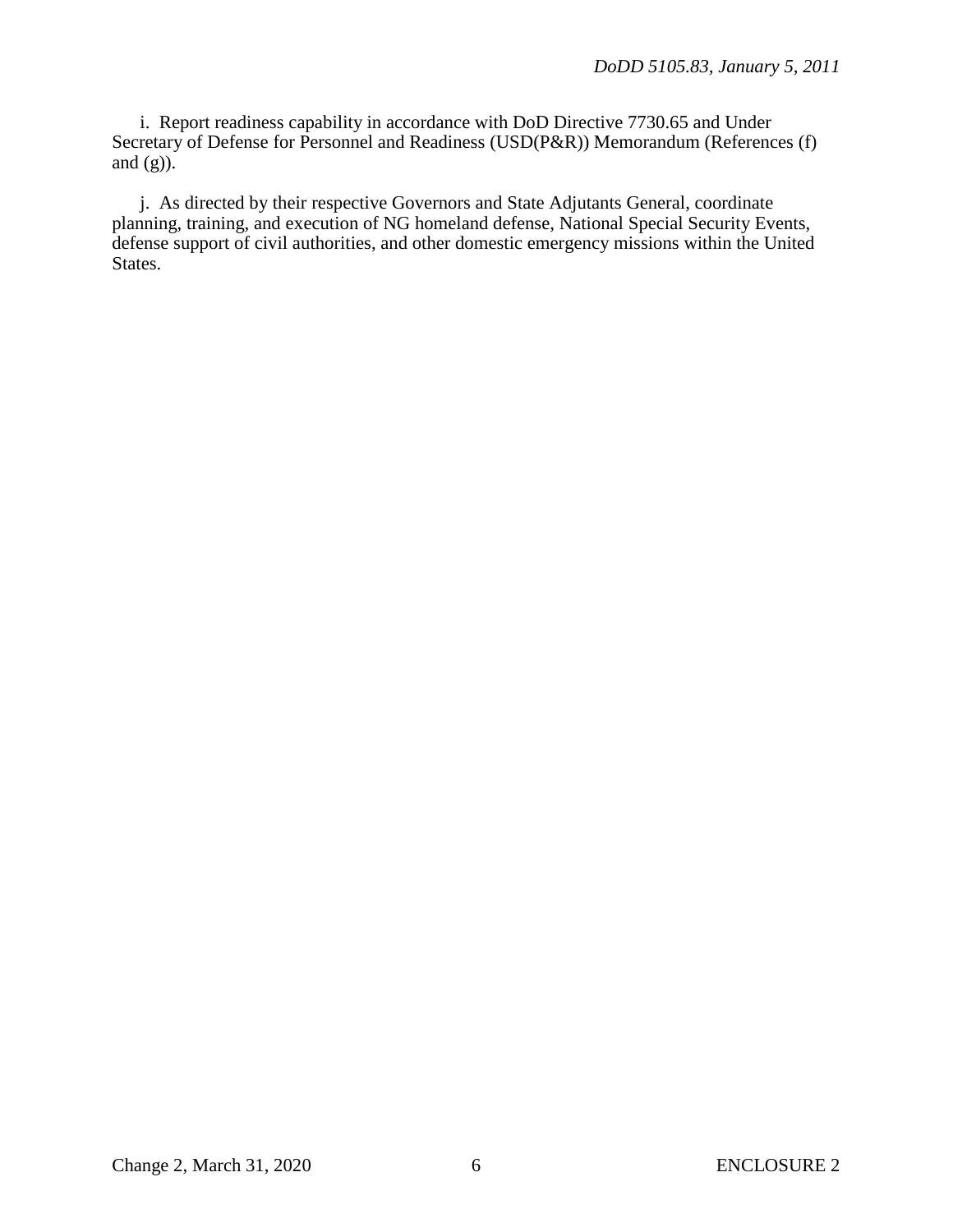i. Report readiness capability in accordance with DoD Directive 7730.65 and Under Secretary of Defense for Personnel and Readiness (USD(P&R)) Memorandum (References (f) and (g)).

j. As directed by their respective Governors and State Adjutants General, coordinate planning, training, and execution of NG homeland defense, National Special Security Events, defense support of civil authorities, and other domestic emergency missions within the United States.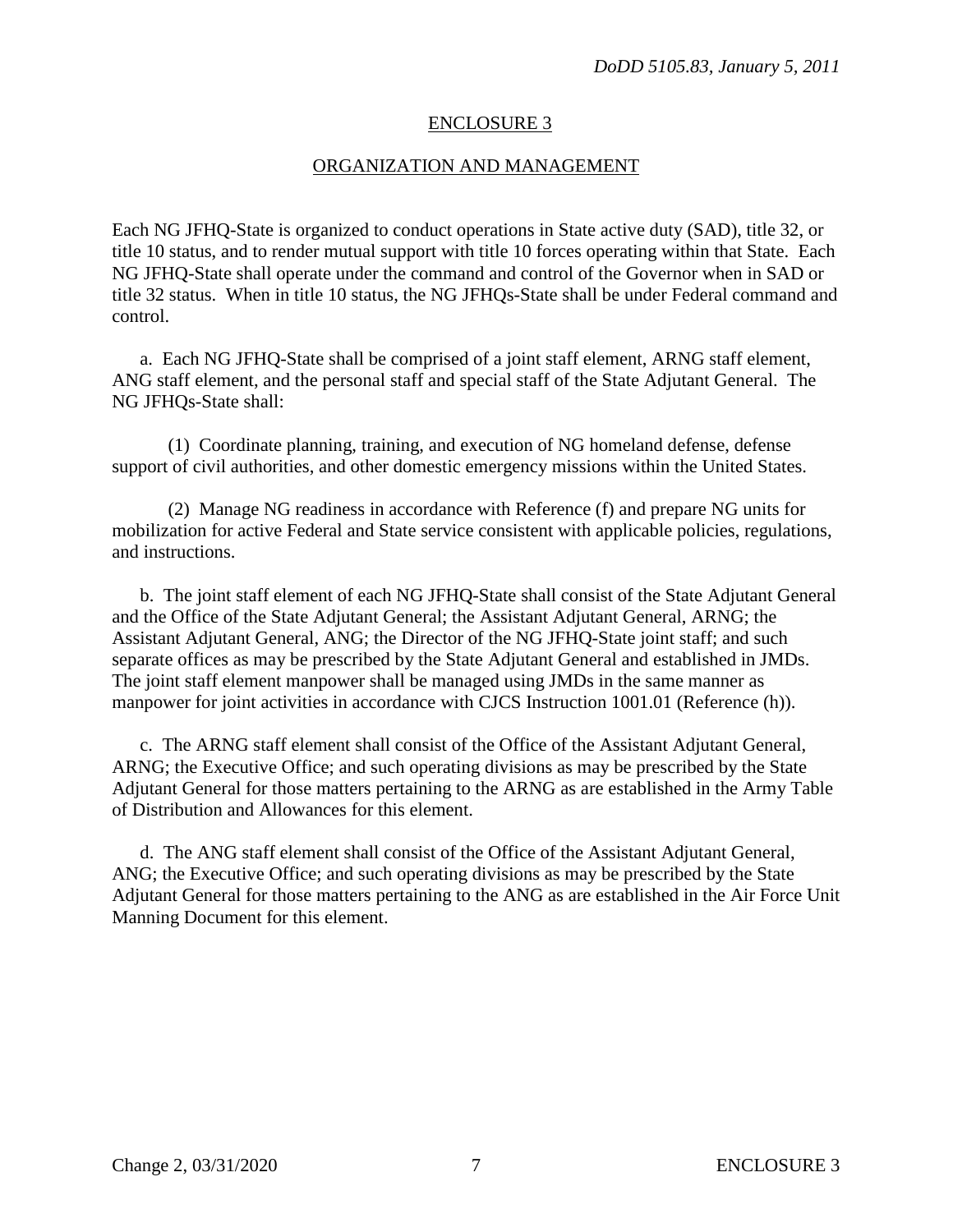## ENCLOSURE 3

## ORGANIZATION AND MANAGEMENT

Each NG JFHQ-State is organized to conduct operations in State active duty (SAD), title 32, or title 10 status, and to render mutual support with title 10 forces operating within that State. Each NG JFHQ-State shall operate under the command and control of the Governor when in SAD or title 32 status. When in title 10 status, the NG JFHQs-State shall be under Federal command and control.

a. Each NG JFHQ-State shall be comprised of a joint staff element, ARNG staff element, ANG staff element, and the personal staff and special staff of the State Adjutant General. The NG JFHQs-State shall:

(1) Coordinate planning, training, and execution of NG homeland defense, defense support of civil authorities, and other domestic emergency missions within the United States.

(2) Manage NG readiness in accordance with Reference (f) and prepare NG units for mobilization for active Federal and State service consistent with applicable policies, regulations, and instructions.

b. The joint staff element of each NG JFHQ-State shall consist of the State Adjutant General and the Office of the State Adjutant General; the Assistant Adjutant General, ARNG; the Assistant Adjutant General, ANG; the Director of the NG JFHQ-State joint staff; and such separate offices as may be prescribed by the State Adjutant General and established in JMDs. The joint staff element manpower shall be managed using JMDs in the same manner as manpower for joint activities in accordance with CJCS Instruction 1001.01 (Reference (h)).

c. The ARNG staff element shall consist of the Office of the Assistant Adjutant General, ARNG; the Executive Office; and such operating divisions as may be prescribed by the State Adjutant General for those matters pertaining to the ARNG as are established in the Army Table of Distribution and Allowances for this element.

d. The ANG staff element shall consist of the Office of the Assistant Adjutant General, ANG; the Executive Office; and such operating divisions as may be prescribed by the State Adjutant General for those matters pertaining to the ANG as are established in the Air Force Unit Manning Document for this element.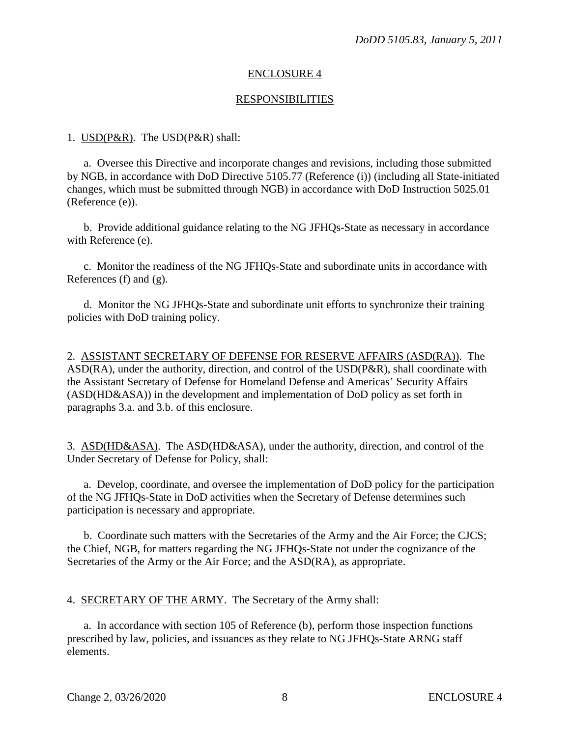## ENCLOSURE 4

## RESPONSIBILITIES

1. USD(P&R). The USD(P&R) shall:

a. Oversee this Directive and incorporate changes and revisions, including those submitted by NGB, in accordance with DoD Directive 5105.77 (Reference (i)) (including all State-initiated changes, which must be submitted through NGB) in accordance with DoD Instruction 5025.01 (Reference (e)).

b. Provide additional guidance relating to the NG JFHQs-State as necessary in accordance with Reference (e).

c. Monitor the readiness of the NG JFHQs-State and subordinate units in accordance with References (f) and (g).

d. Monitor the NG JFHQs-State and subordinate unit efforts to synchronize their training policies with DoD training policy.

2. ASSISTANT SECRETARY OF DEFENSE FOR RESERVE AFFAIRS (ASD(RA)). The ASD(RA), under the authority, direction, and control of the USD(P&R), shall coordinate with the Assistant Secretary of Defense for Homeland Defense and Americas' Security Affairs (ASD(HD&ASA)) in the development and implementation of DoD policy as set forth in paragraphs 3.a. and 3.b. of this enclosure.

3. ASD(HD&ASA). The ASD(HD&ASA), under the authority, direction, and control of the Under Secretary of Defense for Policy, shall:

a. Develop, coordinate, and oversee the implementation of DoD policy for the participation of the NG JFHQs-State in DoD activities when the Secretary of Defense determines such participation is necessary and appropriate.

b. Coordinate such matters with the Secretaries of the Army and the Air Force; the CJCS; the Chief, NGB, for matters regarding the NG JFHQs-State not under the cognizance of the Secretaries of the Army or the Air Force; and the ASD(RA), as appropriate.

4. SECRETARY OF THE ARMY. The Secretary of the Army shall:

a. In accordance with section 105 of Reference (b), perform those inspection functions prescribed by law, policies, and issuances as they relate to NG JFHQs-State ARNG staff elements.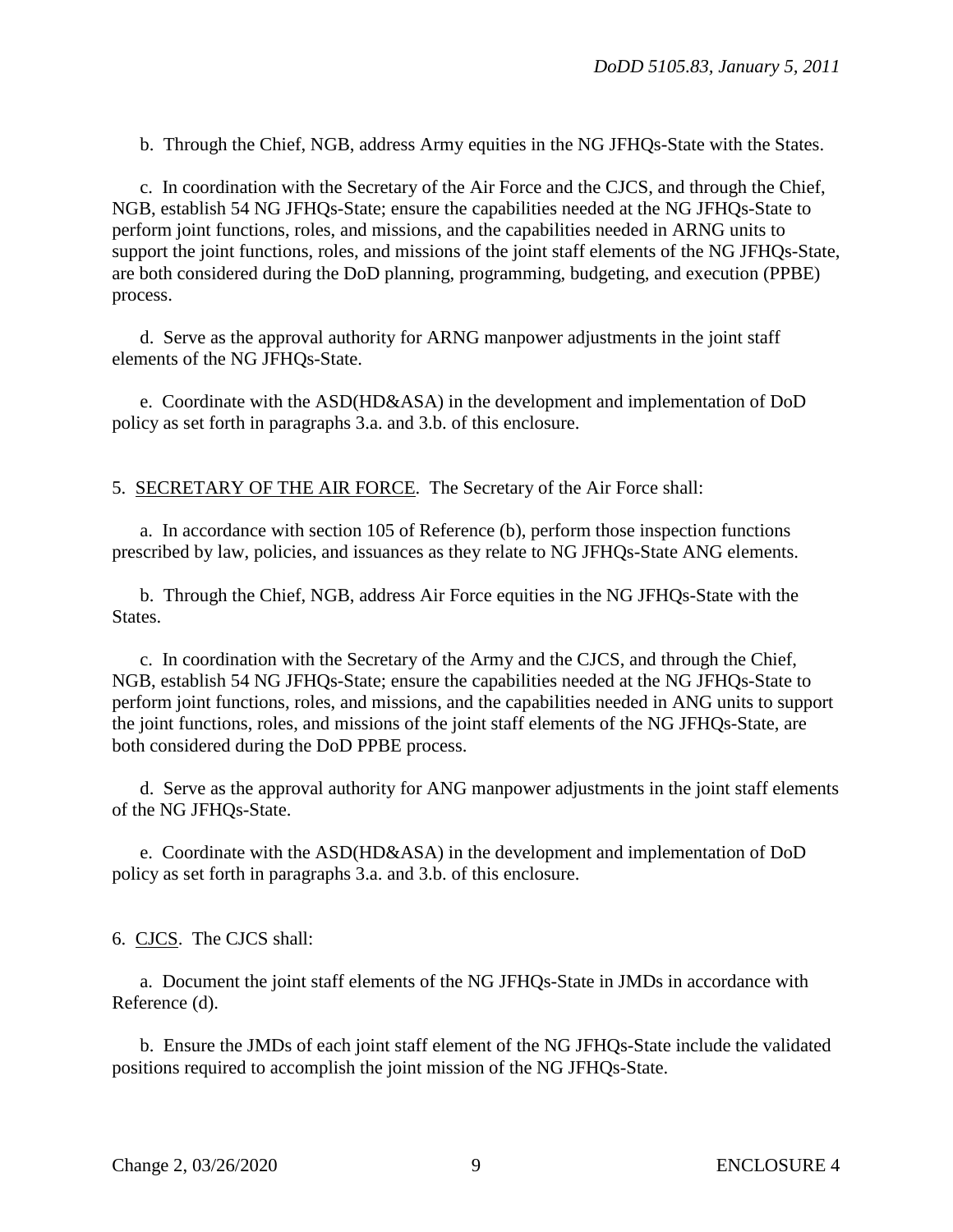b. Through the Chief, NGB, address Army equities in the NG JFHQs-State with the States.

c. In coordination with the Secretary of the Air Force and the CJCS, and through the Chief, NGB, establish 54 NG JFHQs-State; ensure the capabilities needed at the NG JFHQs-State to perform joint functions, roles, and missions, and the capabilities needed in ARNG units to support the joint functions, roles, and missions of the joint staff elements of the NG JFHQs-State, are both considered during the DoD planning, programming, budgeting, and execution (PPBE) process.

d. Serve as the approval authority for ARNG manpower adjustments in the joint staff elements of the NG JFHQs-State.

e. Coordinate with the ASD(HD&ASA) in the development and implementation of DoD policy as set forth in paragraphs 3.a. and 3.b. of this enclosure.

5. SECRETARY OF THE AIR FORCE. The Secretary of the Air Force shall:

a. In accordance with section 105 of Reference (b), perform those inspection functions prescribed by law, policies, and issuances as they relate to NG JFHQs-State ANG elements.

b. Through the Chief, NGB, address Air Force equities in the NG JFHQs-State with the States.

c. In coordination with the Secretary of the Army and the CJCS, and through the Chief, NGB, establish 54 NG JFHQs-State; ensure the capabilities needed at the NG JFHQs-State to perform joint functions, roles, and missions, and the capabilities needed in ANG units to support the joint functions, roles, and missions of the joint staff elements of the NG JFHQs-State, are both considered during the DoD PPBE process.

d. Serve as the approval authority for ANG manpower adjustments in the joint staff elements of the NG JFHQs-State.

e. Coordinate with the ASD(HD&ASA) in the development and implementation of DoD policy as set forth in paragraphs 3.a. and 3.b. of this enclosure.

6. CJCS. The CJCS shall:

a. Document the joint staff elements of the NG JFHQs-State in JMDs in accordance with Reference (d).

b. Ensure the JMDs of each joint staff element of the NG JFHQs-State include the validated positions required to accomplish the joint mission of the NG JFHQs-State.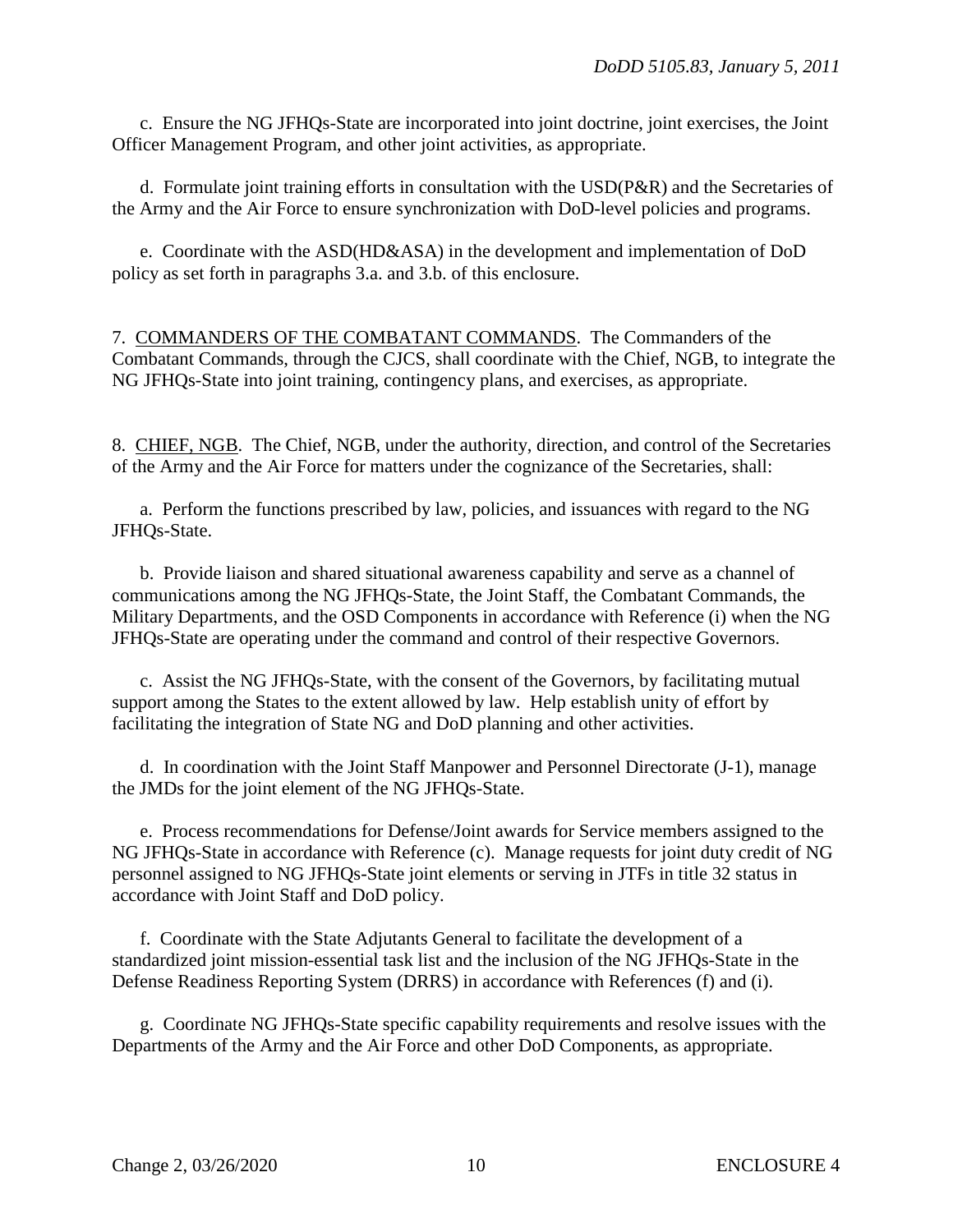c. Ensure the NG JFHQs-State are incorporated into joint doctrine, joint exercises, the Joint Officer Management Program, and other joint activities, as appropriate.

d. Formulate joint training efforts in consultation with the USD(P&R) and the Secretaries of the Army and the Air Force to ensure synchronization with DoD-level policies and programs.

e. Coordinate with the ASD(HD&ASA) in the development and implementation of DoD policy as set forth in paragraphs 3.a. and 3.b. of this enclosure.

7. COMMANDERS OF THE COMBATANT COMMANDS. The Commanders of the Combatant Commands, through the CJCS, shall coordinate with the Chief, NGB, to integrate the NG JFHQs-State into joint training, contingency plans, and exercises, as appropriate.

8. CHIEF, NGB. The Chief, NGB, under the authority, direction, and control of the Secretaries of the Army and the Air Force for matters under the cognizance of the Secretaries, shall:

a. Perform the functions prescribed by law, policies, and issuances with regard to the NG JFHQs-State.

b. Provide liaison and shared situational awareness capability and serve as a channel of communications among the NG JFHQs-State, the Joint Staff, the Combatant Commands, the Military Departments, and the OSD Components in accordance with Reference (i) when the NG JFHQs-State are operating under the command and control of their respective Governors.

c. Assist the NG JFHQs-State, with the consent of the Governors, by facilitating mutual support among the States to the extent allowed by law. Help establish unity of effort by facilitating the integration of State NG and DoD planning and other activities.

d. In coordination with the Joint Staff Manpower and Personnel Directorate (J-1), manage the JMDs for the joint element of the NG JFHQs-State.

e. Process recommendations for Defense/Joint awards for Service members assigned to the NG JFHQs-State in accordance with Reference (c). Manage requests for joint duty credit of NG personnel assigned to NG JFHQs-State joint elements or serving in JTFs in title 32 status in accordance with Joint Staff and DoD policy.

f. Coordinate with the State Adjutants General to facilitate the development of a standardized joint mission-essential task list and the inclusion of the NG JFHQs-State in the Defense Readiness Reporting System (DRRS) in accordance with References (f) and (i).

g. Coordinate NG JFHQs-State specific capability requirements and resolve issues with the Departments of the Army and the Air Force and other DoD Components, as appropriate.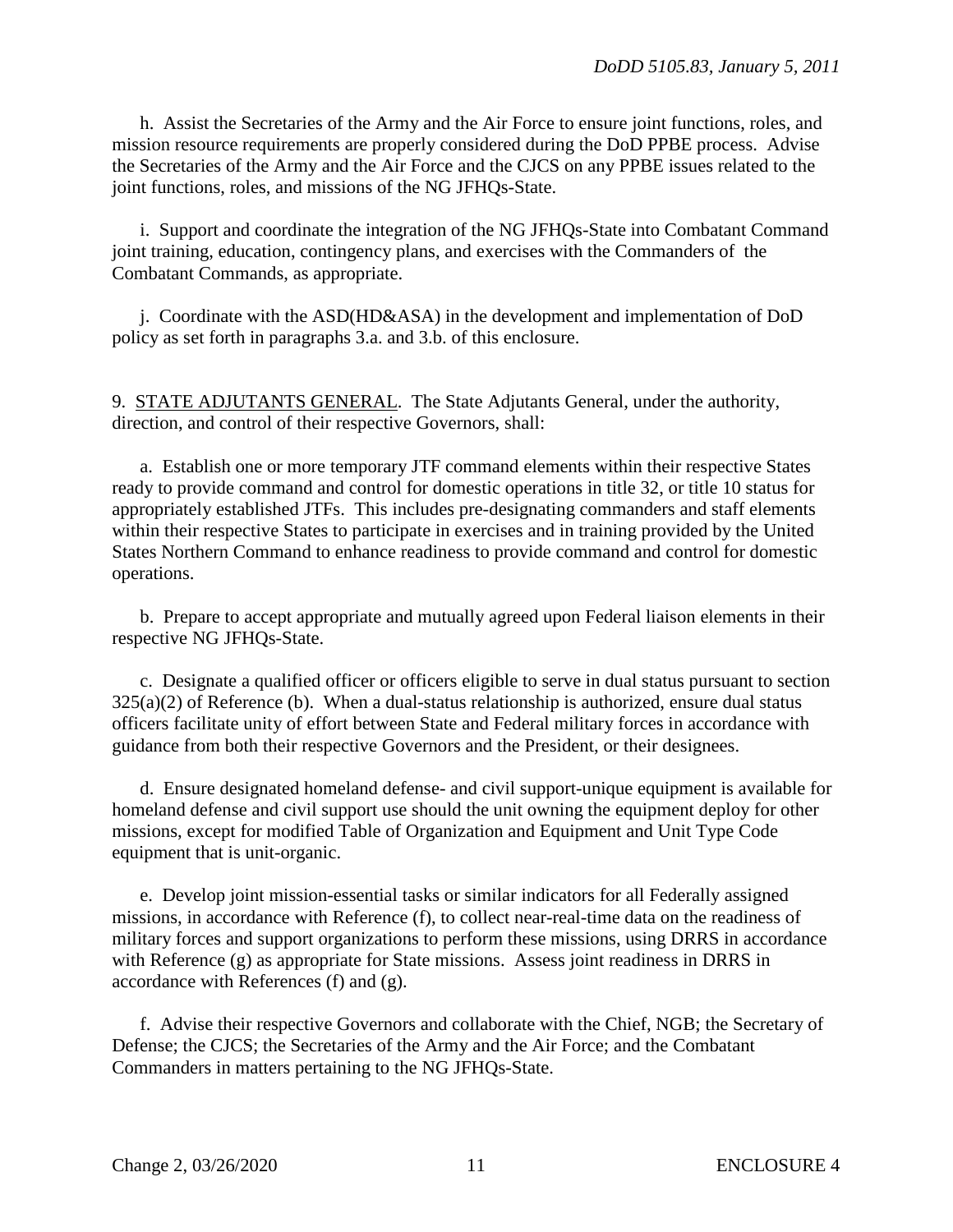h. Assist the Secretaries of the Army and the Air Force to ensure joint functions, roles, and mission resource requirements are properly considered during the DoD PPBE process. Advise the Secretaries of the Army and the Air Force and the CJCS on any PPBE issues related to the joint functions, roles, and missions of the NG JFHQs-State.

i. Support and coordinate the integration of the NG JFHQs-State into Combatant Command joint training, education, contingency plans, and exercises with the Commanders of the Combatant Commands, as appropriate.

j. Coordinate with the ASD(HD&ASA) in the development and implementation of DoD policy as set forth in paragraphs 3.a. and 3.b. of this enclosure.

9. STATE ADJUTANTS GENERAL. The State Adjutants General, under the authority, direction, and control of their respective Governors, shall:

a. Establish one or more temporary JTF command elements within their respective States ready to provide command and control for domestic operations in title 32, or title 10 status for appropriately established JTFs. This includes pre-designating commanders and staff elements within their respective States to participate in exercises and in training provided by the United States Northern Command to enhance readiness to provide command and control for domestic operations.

b. Prepare to accept appropriate and mutually agreed upon Federal liaison elements in their respective NG JFHQs-State.

c. Designate a qualified officer or officers eligible to serve in dual status pursuant to section 325(a)(2) of Reference (b). When a dual-status relationship is authorized, ensure dual status officers facilitate unity of effort between State and Federal military forces in accordance with guidance from both their respective Governors and the President, or their designees.

d. Ensure designated homeland defense- and civil support-unique equipment is available for homeland defense and civil support use should the unit owning the equipment deploy for other missions, except for modified Table of Organization and Equipment and Unit Type Code equipment that is unit-organic.

e. Develop joint mission-essential tasks or similar indicators for all Federally assigned missions, in accordance with Reference (f), to collect near-real-time data on the readiness of military forces and support organizations to perform these missions, using DRRS in accordance with Reference (g) as appropriate for State missions. Assess joint readiness in DRRS in accordance with References (f) and (g).

f. Advise their respective Governors and collaborate with the Chief, NGB; the Secretary of Defense; the CJCS; the Secretaries of the Army and the Air Force; and the Combatant Commanders in matters pertaining to the NG JFHQs-State.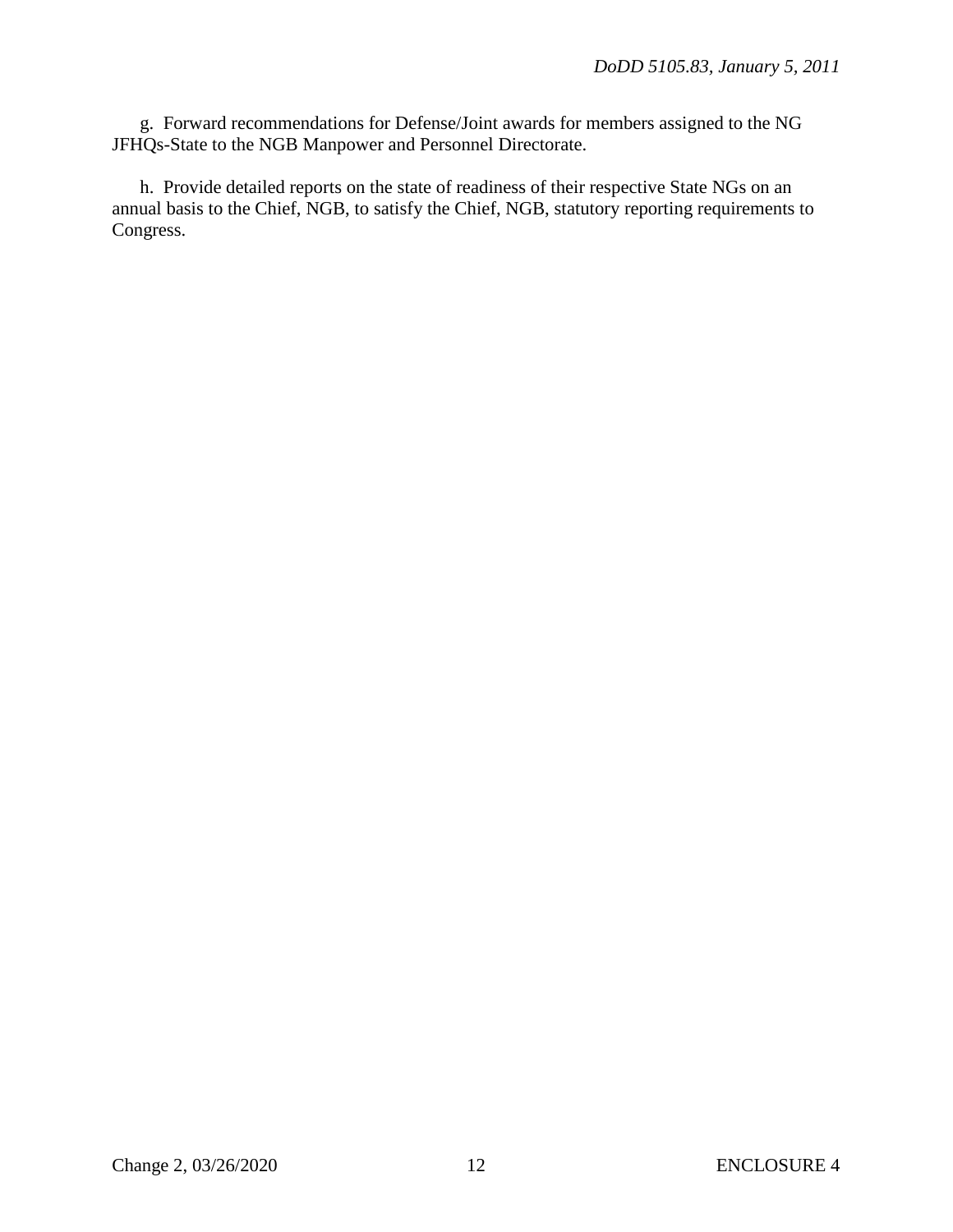g.  Forward recommendations for Defense/Joint awards for members assigned to the NG JFHQs-State to the NGB Manpower and Personnel Directorate.

h.  Provide detailed reports on the state of readiness of their respective State NGs on an annual basis to the Chief, NGB, to satisfy the Chief, NGB, statutory reporting requirements to Congress.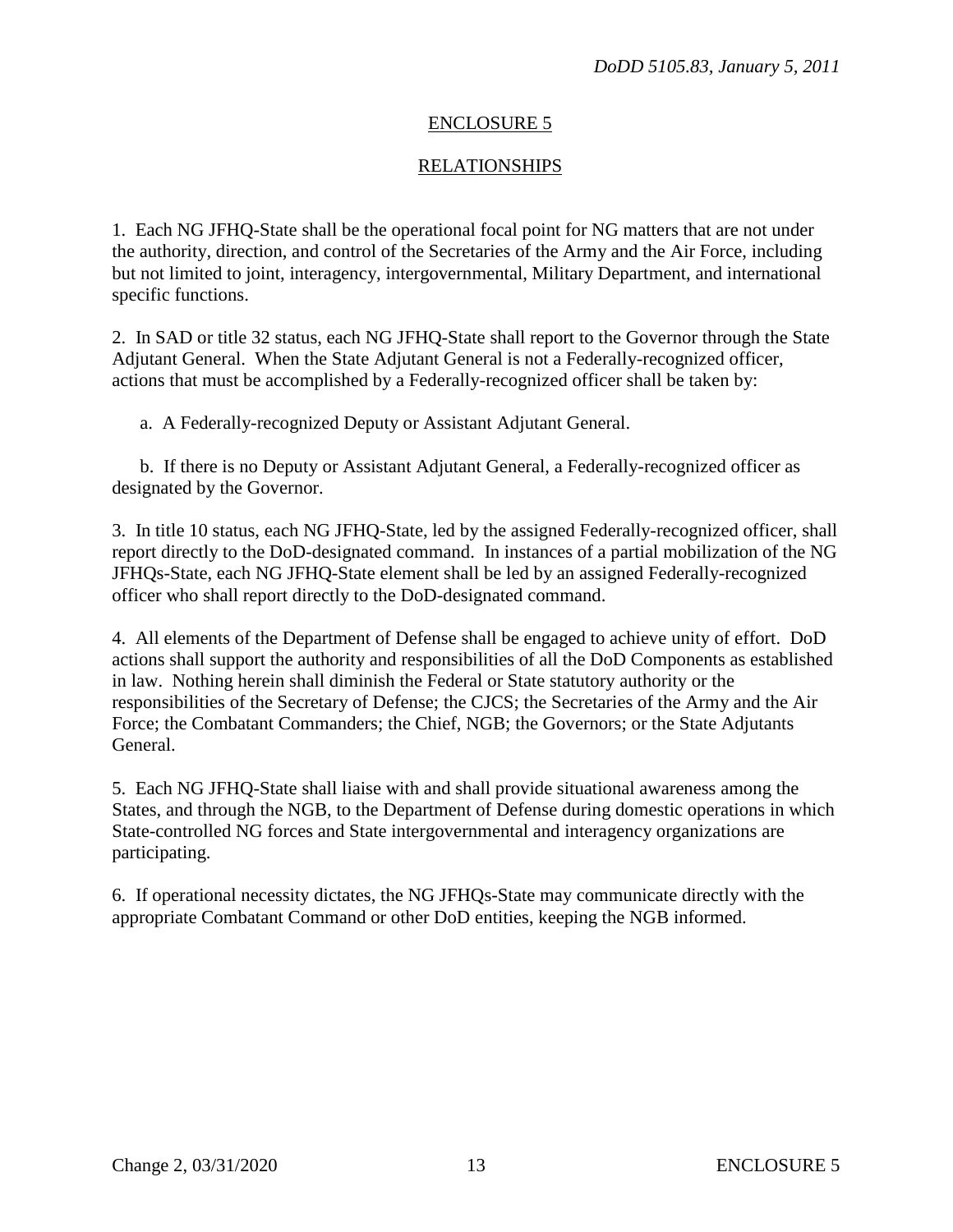## ENCLOSURE 5

## RELATIONSHIPS

1. Each NG JFHQ-State shall be the operational focal point for NG matters that are not under the authority, direction, and control of the Secretaries of the Army and the Air Force, including but not limited to joint, interagency, intergovernmental, Military Department, and international specific functions.

2. In SAD or title 32 status, each NG JFHQ-State shall report to the Governor through the State Adjutant General. When the State Adjutant General is not a Federally-recognized officer, actions that must be accomplished by a Federally-recognized officer shall be taken by:

   a. A Federally-recognized Deputy or Assistant Adjutant General.

   b. If there is no Deputy or Assistant Adjutant General, a Federally-recognized officer as designated by the Governor.

3. In title 10 status, each NG JFHQ-State, led by the assigned Federally-recognized officer, shall report directly to the DoD-designated command. In instances of a partial mobilization of the NG JFHQs-State, each NG JFHQ-State element shall be led by an assigned Federally-recognized officer who shall report directly to the DoD-designated command.

4. All elements of the Department of Defense shall be engaged to achieve unity of effort. DoD actions shall support the authority and responsibilities of all the DoD Components as established in law. Nothing herein shall diminish the Federal or State statutory authority or the responsibilities of the Secretary of Defense; the CJCS; the Secretaries of the Army and the Air Force; the Combatant Commanders; the Chief, NGB; the Governors; or the State Adjutants General.

5. Each NG JFHQ-State shall liaise with and shall provide situational awareness among the States, and through the NGB, to the Department of Defense during domestic operations in which State-controlled NG forces and State intergovernmental and interagency organizations are participating.

6. If operational necessity dictates, the NG JFHQs-State may communicate directly with the appropriate Combatant Command or other DoD entities, keeping the NGB informed.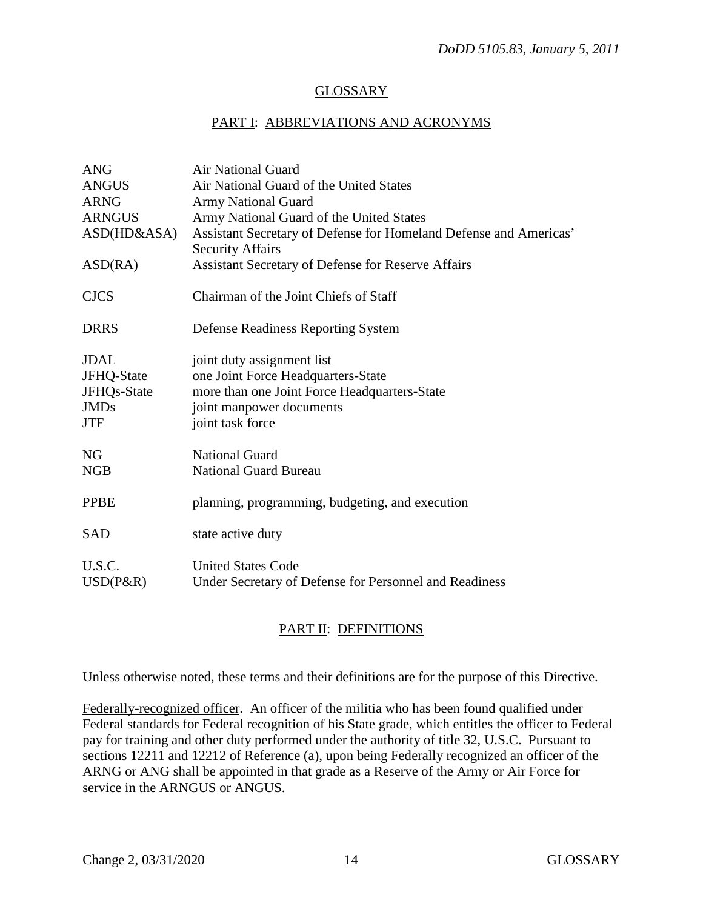# GLOSSARY

## PART I: ABBREVIATIONS AND ACRONYMS

| | |
|---|---|
| ANG | Air National Guard |
| ANGUS | Air National Guard of the United States |
| ARNG | Army National Guard |
| ARNGUS | Army National Guard of the United States |
| ASD(HD&ASA) | Assistant Secretary of Defense for Homeland Defense and Americas' Security Affairs |
| ASD(RA) | Assistant Secretary of Defense for Reserve Affairs |
| CJCS | Chairman of the Joint Chiefs of Staff |
| DRRS | Defense Readiness Reporting System |
| JDAL | joint duty assignment list |
| JFHQ-State | one Joint Force Headquarters-State |
| JFHQs-State | more than one Joint Force Headquarters-State |
| JMDs | joint manpower documents |
| JTF | joint task force |
| NG | National Guard |
| NGB | National Guard Bureau |
| PPBE | planning, programming, budgeting, and execution |
| SAD | state active duty |
| U.S.C. | United States Code |
| USD(P&R) | Under Secretary of Defense for Personnel and Readiness |

## PART II: DEFINITIONS

Unless otherwise noted, these terms and their definitions are for the purpose of this Directive.

Federally-recognized officer. An officer of the militia who has been found qualified under Federal standards for Federal recognition of his State grade, which entitles the officer to Federal pay for training and other duty performed under the authority of title 32, U.S.C. Pursuant to sections 12211 and 12212 of Reference (a), upon being Federally recognized an officer of the ARNG or ANG shall be appointed in that grade as a Reserve of the Army or Air Force for service in the ARNGUS or ANGUS.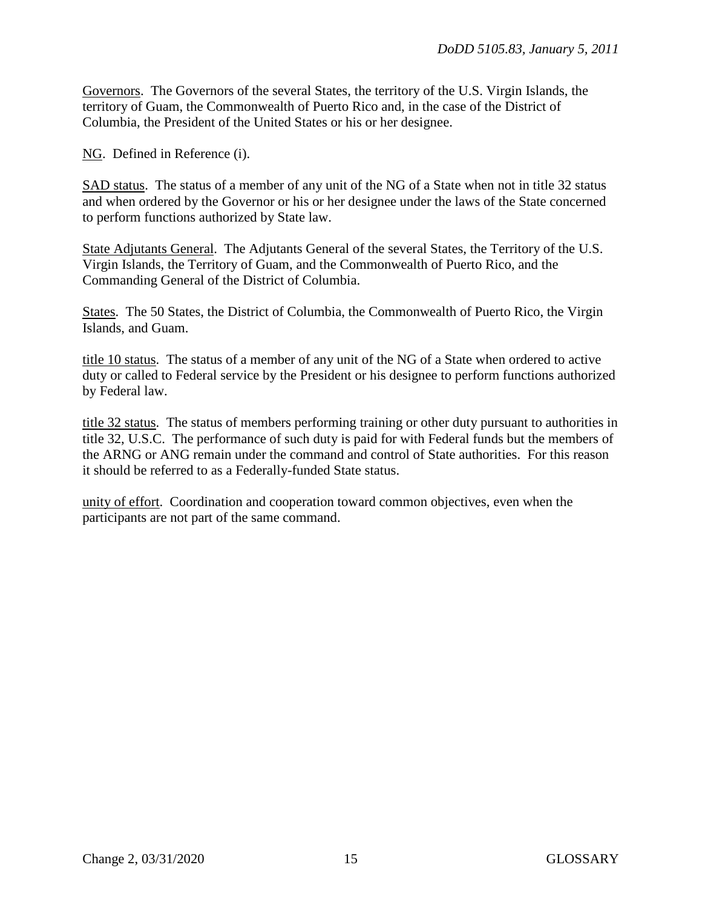Governors. The Governors of the several States, the territory of the U.S. Virgin Islands, the territory of Guam, the Commonwealth of Puerto Rico and, in the case of the District of Columbia, the President of the United States or his or her designee.

NG. Defined in Reference (i).

SAD status. The status of a member of any unit of the NG of a State when not in title 32 status and when ordered by the Governor or his or her designee under the laws of the State concerned to perform functions authorized by State law.

State Adjutants General. The Adjutants General of the several States, the Territory of the U.S. Virgin Islands, the Territory of Guam, and the Commonwealth of Puerto Rico, and the Commanding General of the District of Columbia.

States. The 50 States, the District of Columbia, the Commonwealth of Puerto Rico, the Virgin Islands, and Guam.

title 10 status. The status of a member of any unit of the NG of a State when ordered to active duty or called to Federal service by the President or his designee to perform functions authorized by Federal law.

title 32 status. The status of members performing training or other duty pursuant to authorities in title 32, U.S.C. The performance of such duty is paid for with Federal funds but the members of the ARNG or ANG remain under the command and control of State authorities. For this reason it should be referred to as a Federally-funded State status.

unity of effort. Coordination and cooperation toward common objectives, even when the participants are not part of the same command.